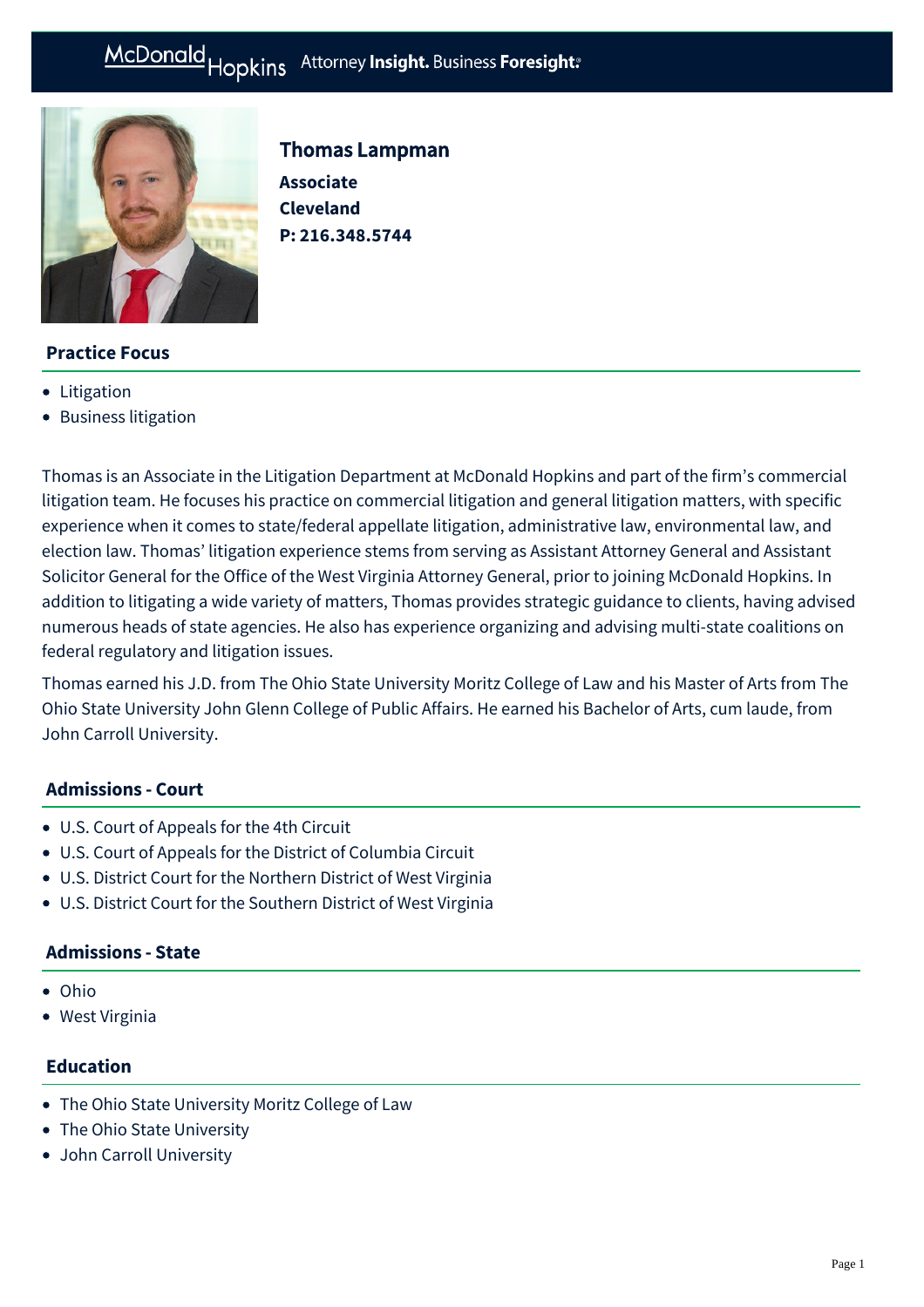McDonald Hopkins Attorney **Insight.** Business **Foresight.**

# Thomas Lampman

**Associate**
**Cleveland**
**P: 216.348.5744**

## Practice Focus

- Litigation
- Business litigation

Thomas is an Associate in the Litigation Department at McDonald Hopkins and part of the firm's commercial litigation team. He focuses his practice on commercial litigation and general litigation matters, with specific experience when it comes to state/federal appellate litigation, administrative law, environmental law, and election law. Thomas' litigation experience stems from serving as Assistant Attorney General and Assistant Solicitor General for the Office of the West Virginia Attorney General, prior to joining McDonald Hopkins. In addition to litigating a wide variety of matters, Thomas provides strategic guidance to clients, having advised numerous heads of state agencies. He also has experience organizing and advising multi-state coalitions on federal regulatory and litigation issues.

Thomas earned his J.D. from The Ohio State University Moritz College of Law and his Master of Arts from The Ohio State University John Glenn College of Public Affairs. He earned his Bachelor of Arts, cum laude, from John Carroll University.

## Admissions - Court

- U.S. Court of Appeals for the 4th Circuit
- U.S. Court of Appeals for the District of Columbia Circuit
- U.S. District Court for the Northern District of West Virginia
- U.S. District Court for the Southern District of West Virginia

## Admissions - State

- Ohio
- West Virginia

## Education

- The Ohio State University Moritz College of Law
- The Ohio State University
- John Carroll University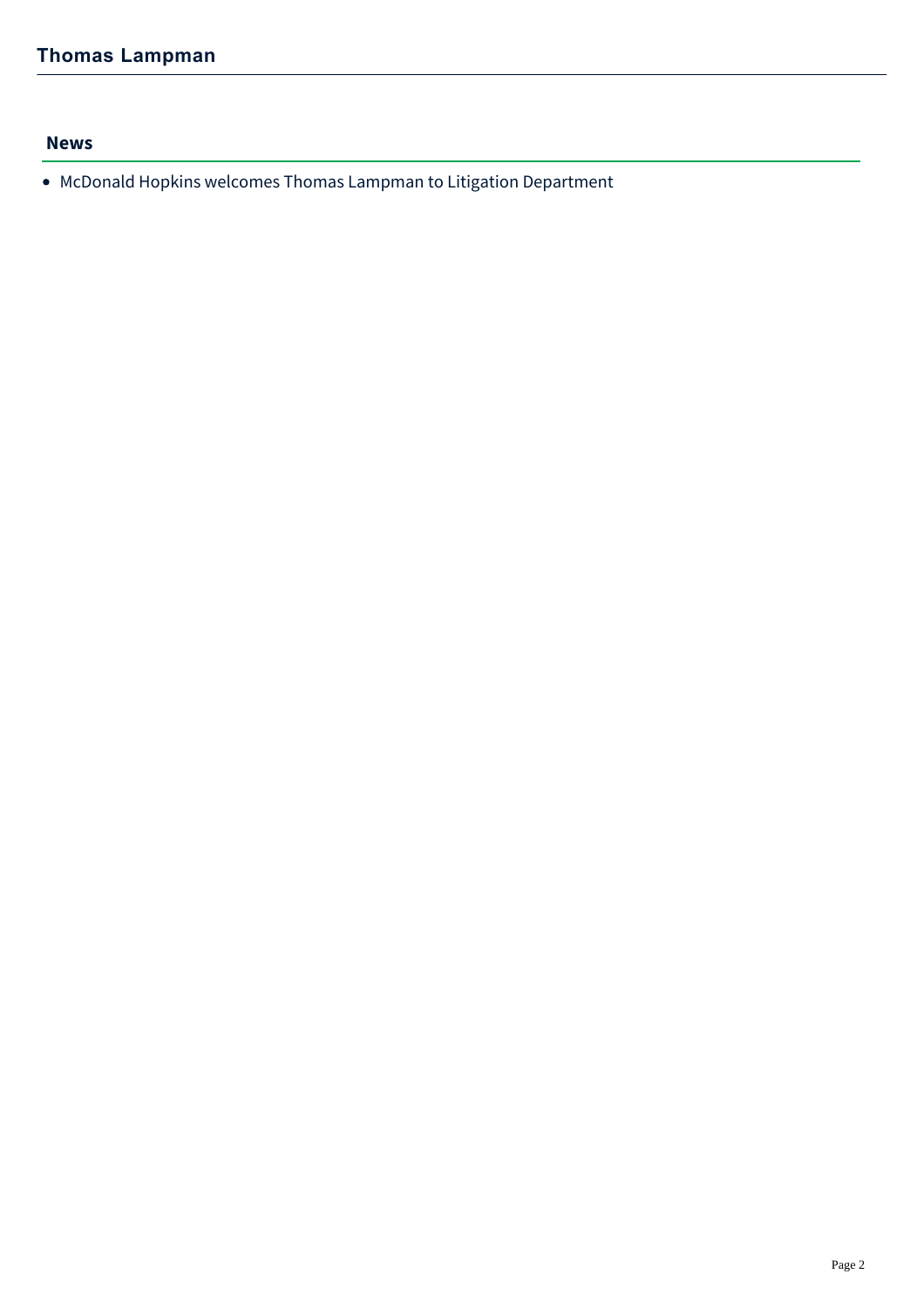## News

- McDonald Hopkins welcomes Thomas Lampman to Litigation Department